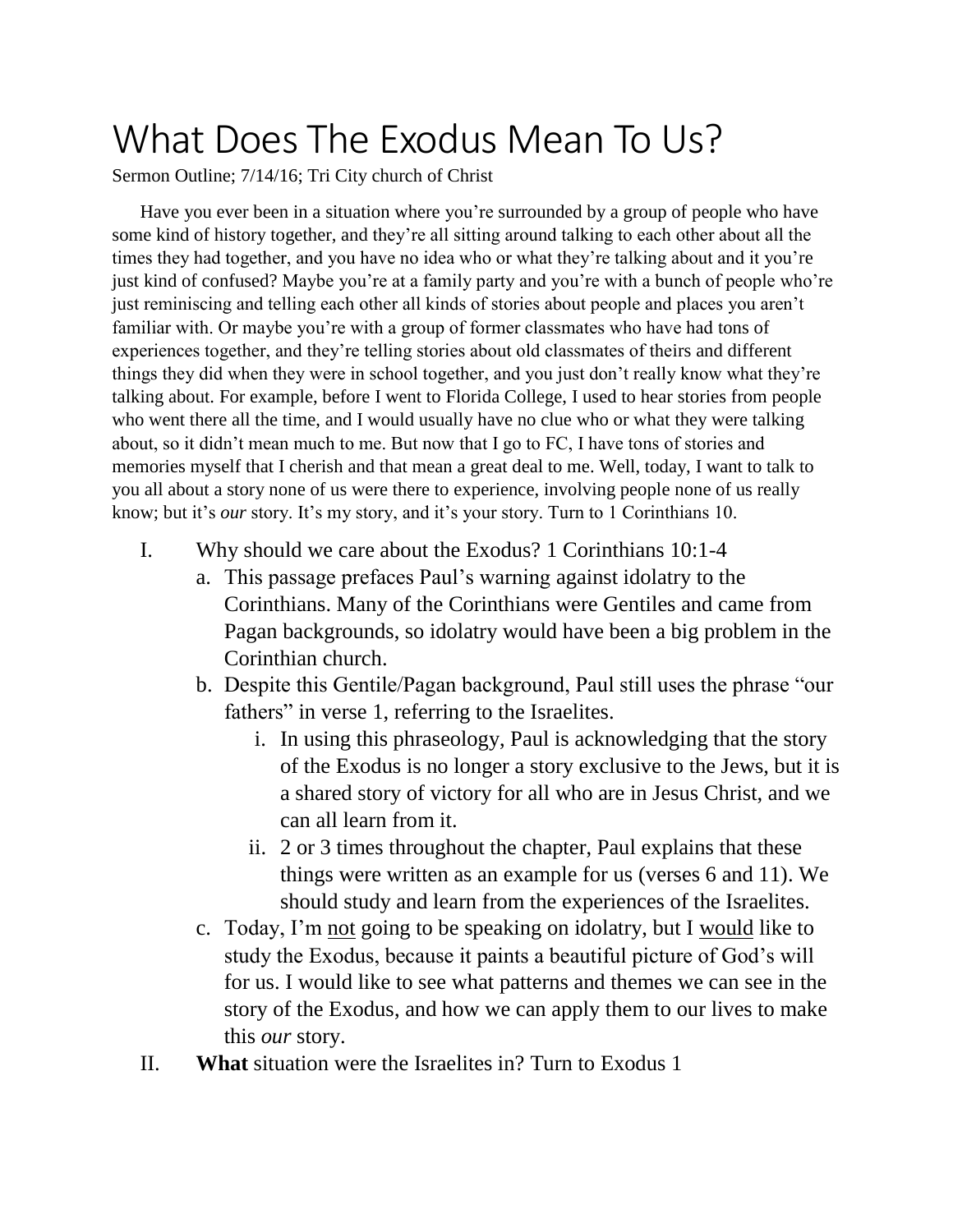# What Does The Exodus Mean To Us?

Sermon Outline; 7/14/16; Tri City church of Christ

Have you ever been in a situation where you're surrounded by a group of people who have some kind of history together, and they're all sitting around talking to each other about all the times they had together, and you have no idea who or what they're talking about and it you're just kind of confused? Maybe you're at a family party and you're with a bunch of people who're just reminiscing and telling each other all kinds of stories about people and places you aren't familiar with. Or maybe you're with a group of former classmates who have had tons of experiences together, and they're telling stories about old classmates of theirs and different things they did when they were in school together, and you just don't really know what they're talking about. For example, before I went to Florida College, I used to hear stories from people who went there all the time, and I would usually have no clue who or what they were talking about, so it didn't mean much to me. But now that I go to FC, I have tons of stories and memories myself that I cherish and that mean a great deal to me. Well, today, I want to talk to you all about a story none of us were there to experience, involving people none of us really know; but it's *our* story. It's my story, and it's your story. Turn to 1 Corinthians 10.

I. Why should we care about the Exodus? 1 Corinthians 10:1-4
   a. This passage prefaces Paul's warning against idolatry to the Corinthians. Many of the Corinthians were Gentiles and came from Pagan backgrounds, so idolatry would have been a big problem in the Corinthian church.
   b. Despite this Gentile/Pagan background, Paul still uses the phrase "our fathers" in verse 1, referring to the Israelites.
      i. In using this phraseology, Paul is acknowledging that the story of the Exodus is no longer a story exclusive to the Jews, but it is a shared story of victory for all who are in Jesus Christ, and we can all learn from it.
      ii. 2 or 3 times throughout the chapter, Paul explains that these things were written as an example for us (verses 6 and 11). We should study and learn from the experiences of the Israelites.
   c. Today, I'm <u>not</u> going to be speaking on idolatry, but I <u>would</u> like to study the Exodus, because it paints a beautiful picture of God's will for us. I would like to see what patterns and themes we can see in the story of the Exodus, and how we can apply them to our lives to make this *our* story.

II. **What** situation were the Israelites in? Turn to Exodus 1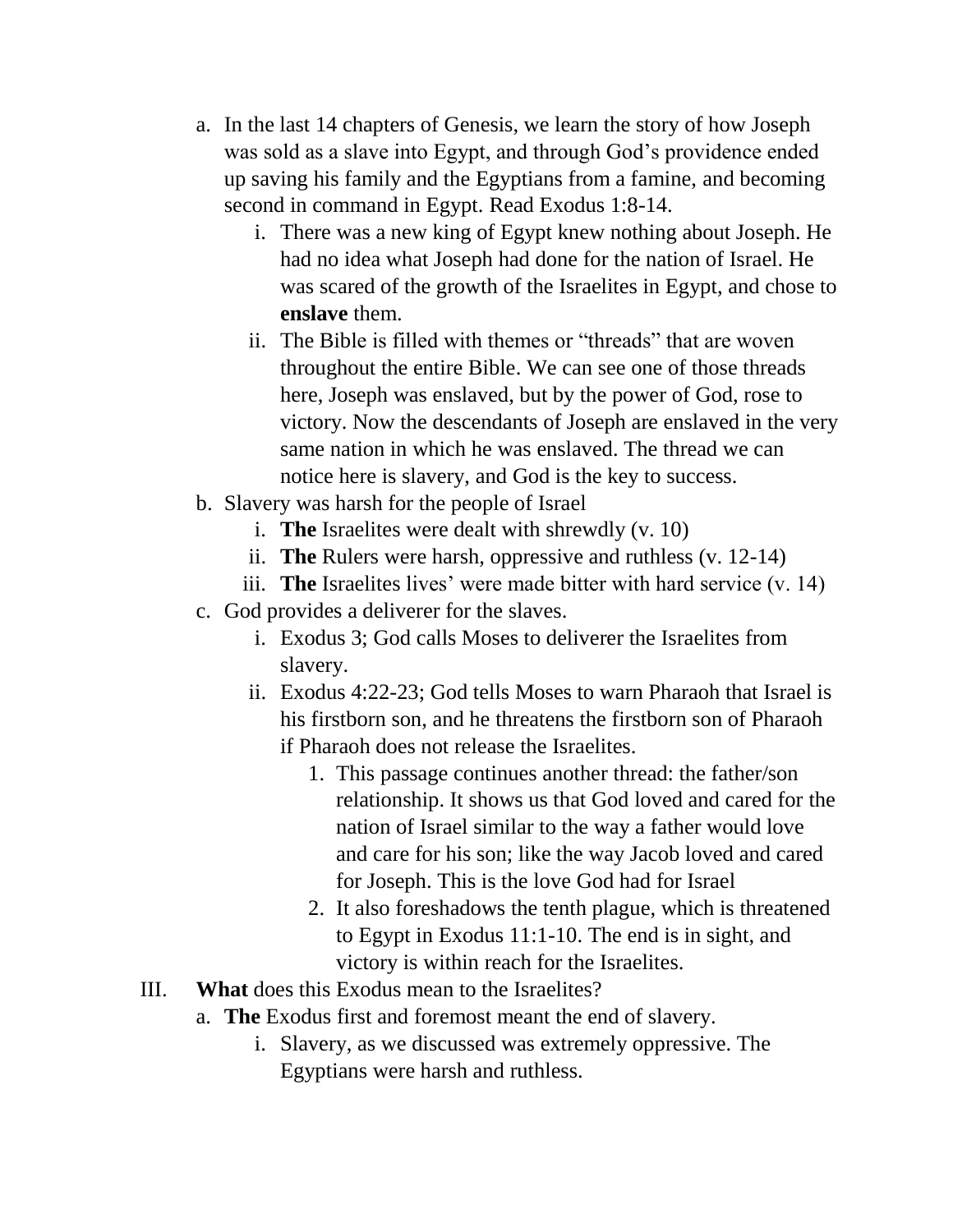a. In the last 14 chapters of Genesis, we learn the story of how Joseph was sold as a slave into Egypt, and through God's providence ended up saving his family and the Egyptians from a famine, and becoming second in command in Egypt. Read Exodus 1:8-14.

   i. There was a new king of Egypt knew nothing about Joseph. He had no idea what Joseph had done for the nation of Israel. He was scared of the growth of the Israelites in Egypt, and chose to **enslave** them.

   ii. The Bible is filled with themes or "threads" that are woven throughout the entire Bible. We can see one of those threads here, Joseph was enslaved, but by the power of God, rose to victory. Now the descendants of Joseph are enslaved in the very same nation in which he was enslaved. The thread we can notice here is slavery, and God is the key to success.

b. Slavery was harsh for the people of Israel

   i. **The** Israelites were dealt with shrewdly (v. 10)

   ii. **The** Rulers were harsh, oppressive and ruthless (v. 12-14)

   iii. **The** Israelites lives' were made bitter with hard service (v. 14)

c. God provides a deliverer for the slaves.

   i. Exodus 3; God calls Moses to deliverer the Israelites from slavery.

   ii. Exodus 4:22-23; God tells Moses to warn Pharaoh that Israel is his firstborn son, and he threatens the firstborn son of Pharaoh if Pharaoh does not release the Israelites.

      1. This passage continues another thread: the father/son relationship. It shows us that God loved and cared for the nation of Israel similar to the way a father would love and care for his son; like the way Jacob loved and cared for Joseph. This is the love God had for Israel

      2. It also foreshadows the tenth plague, which is threatened to Egypt in Exodus 11:1-10. The end is in sight, and victory is within reach for the Israelites.

III. **What** does this Exodus mean to the Israelites?

a. **The** Exodus first and foremost meant the end of slavery.

   i. Slavery, as we discussed was extremely oppressive. The Egyptians were harsh and ruthless.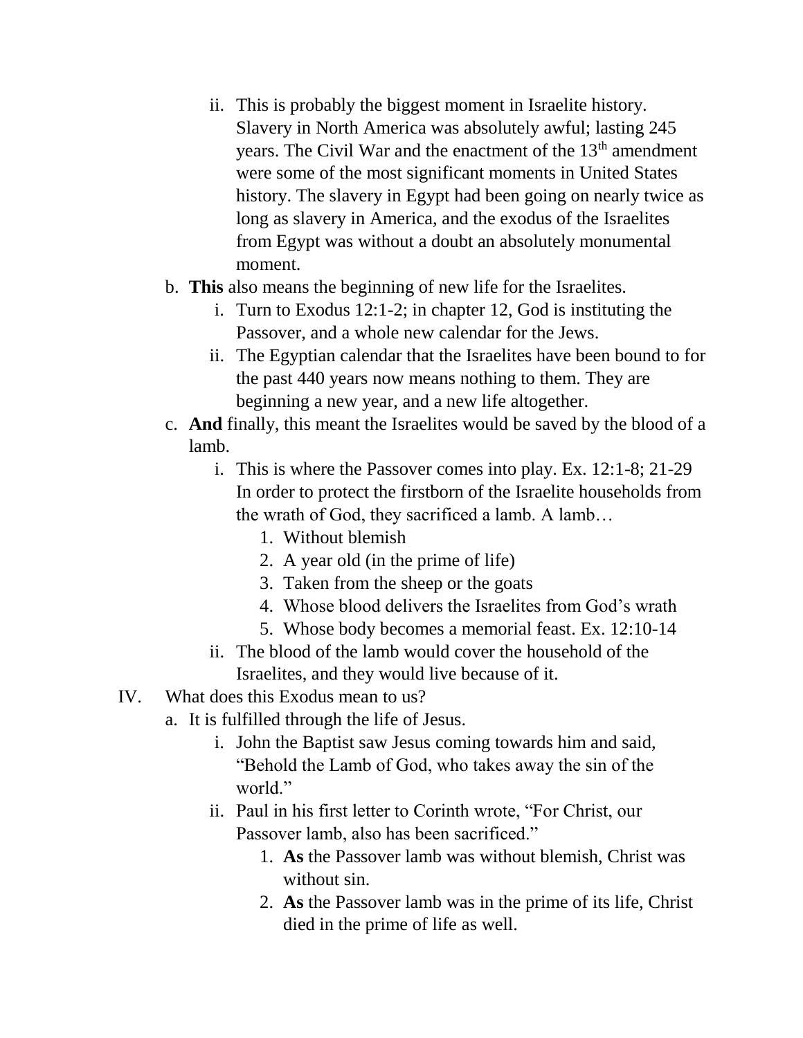ii. This is probably the biggest moment in Israelite history. Slavery in North America was absolutely awful; lasting 245 years. The Civil War and the enactment of the 13th amendment were some of the most significant moments in United States history. The slavery in Egypt had been going on nearly twice as long as slavery in America, and the exodus of the Israelites from Egypt was without a doubt an absolutely monumental moment.

b. **This** also means the beginning of new life for the Israelites.
   i. Turn to Exodus 12:1-2; in chapter 12, God is instituting the Passover, and a whole new calendar for the Jews.
   ii. The Egyptian calendar that the Israelites have been bound to for the past 440 years now means nothing to them. They are beginning a new year, and a new life altogether.

c. **And** finally, this meant the Israelites would be saved by the blood of a lamb.
   i. This is where the Passover comes into play. Ex. 12:1-8; 21-29 In order to protect the firstborn of the Israelite households from the wrath of God, they sacrificed a lamb. A lamb…
      1. Without blemish
      2. A year old (in the prime of life)
      3. Taken from the sheep or the goats
      4. Whose blood delivers the Israelites from God's wrath
      5. Whose body becomes a memorial feast. Ex. 12:10-14
   ii. The blood of the lamb would cover the household of the Israelites, and they would live because of it.

IV. What does this Exodus mean to us?

a. It is fulfilled through the life of Jesus.
   i. John the Baptist saw Jesus coming towards him and said, "Behold the Lamb of God, who takes away the sin of the world."
   ii. Paul in his first letter to Corinth wrote, "For Christ, our Passover lamb, also has been sacrificed."
      1. **As** the Passover lamb was without blemish, Christ was without sin.
      2. **As** the Passover lamb was in the prime of its life, Christ died in the prime of life as well.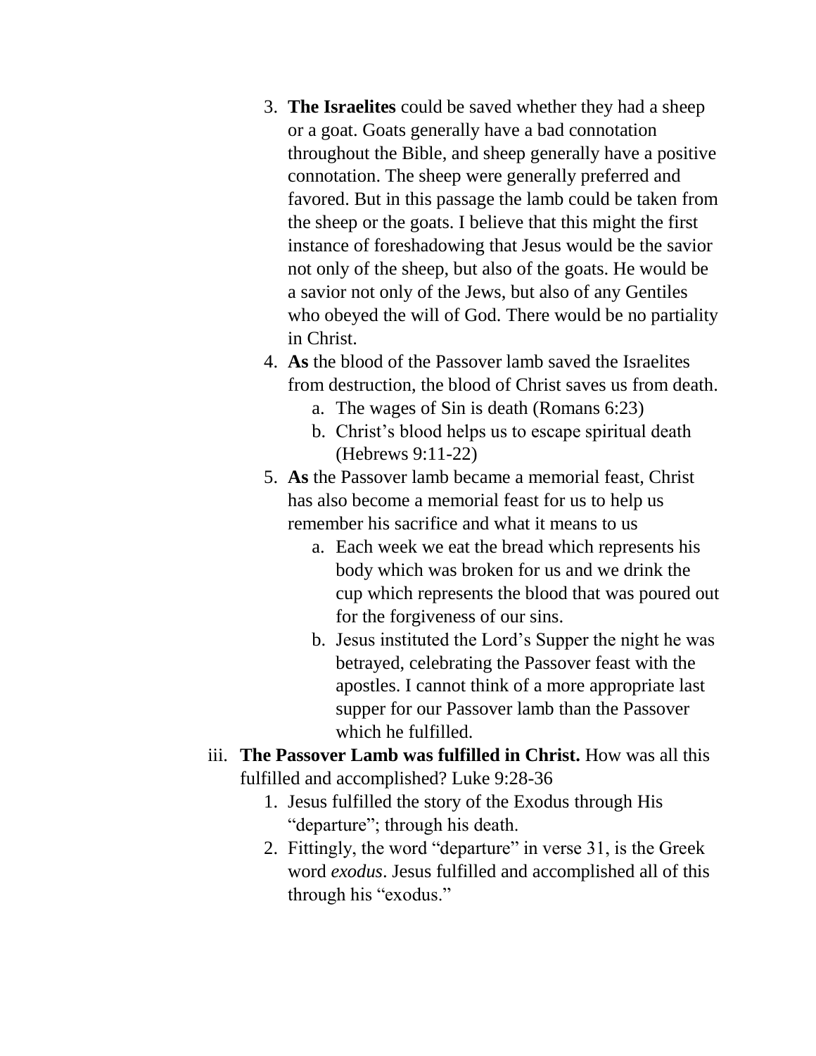3. **The Israelites** could be saved whether they had a sheep or a goat. Goats generally have a bad connotation throughout the Bible, and sheep generally have a positive connotation. The sheep were generally preferred and favored. But in this passage the lamb could be taken from the sheep or the goats. I believe that this might the first instance of foreshadowing that Jesus would be the savior not only of the sheep, but also of the goats. He would be a savior not only of the Jews, but also of any Gentiles who obeyed the will of God. There would be no partiality in Christ.
4. **As** the blood of the Passover lamb saved the Israelites from destruction, the blood of Christ saves us from death.
    a. The wages of Sin is death (Romans 6:23)
    b. Christ's blood helps us to escape spiritual death (Hebrews 9:11-22)
5. **As** the Passover lamb became a memorial feast, Christ has also become a memorial feast for us to help us remember his sacrifice and what it means to us
    a. Each week we eat the bread which represents his body which was broken for us and we drink the cup which represents the blood that was poured out for the forgiveness of our sins.
    b. Jesus instituted the Lord's Supper the night he was betrayed, celebrating the Passover feast with the apostles. I cannot think of a more appropriate last supper for our Passover lamb than the Passover which he fulfilled.

iii. **The Passover Lamb was fulfilled in Christ.** How was all this fulfilled and accomplished? Luke 9:28-36
1. Jesus fulfilled the story of the Exodus through His "departure"; through his death.
2. Fittingly, the word "departure" in verse 31, is the Greek word *exodus*. Jesus fulfilled and accomplished all of this through his "exodus."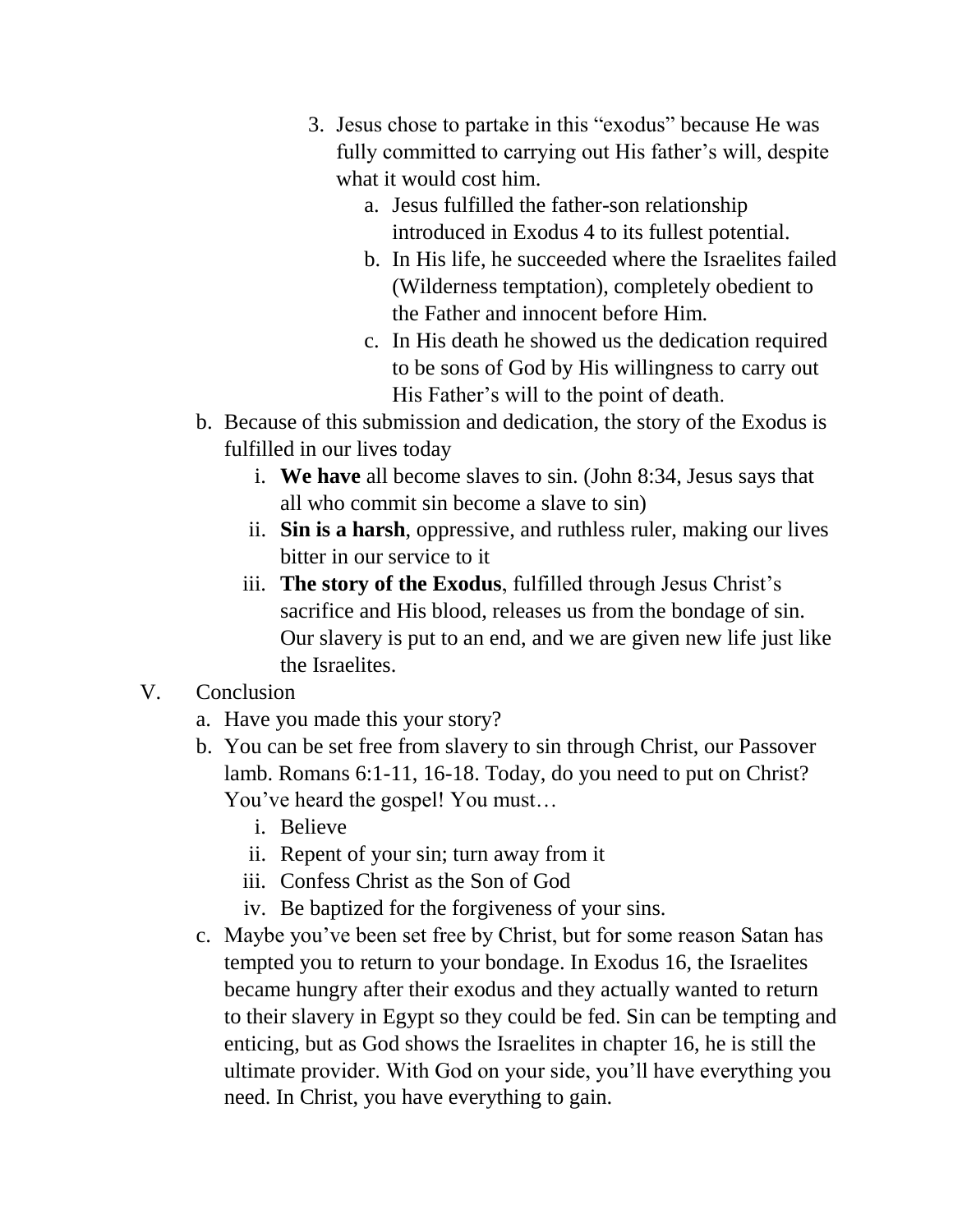3. Jesus chose to partake in this "exodus" because He was fully committed to carrying out His father's will, despite what it would cost him.
    a. Jesus fulfilled the father-son relationship introduced in Exodus 4 to its fullest potential.
    b. In His life, he succeeded where the Israelites failed (Wilderness temptation), completely obedient to the Father and innocent before Him.
    c. In His death he showed us the dedication required to be sons of God by His willingness to carry out His Father's will to the point of death.

b. Because of this submission and dedication, the story of the Exodus is fulfilled in our lives today
    i. **We have** all become slaves to sin. (John 8:34, Jesus says that all who commit sin become a slave to sin)
    ii. **Sin is a harsh**, oppressive, and ruthless ruler, making our lives bitter in our service to it
    iii. **The story of the Exodus**, fulfilled through Jesus Christ's sacrifice and His blood, releases us from the bondage of sin. Our slavery is put to an end, and we are given new life just like the Israelites.

V. Conclusion

a. Have you made this your story?

b. You can be set free from slavery to sin through Christ, our Passover lamb. Romans 6:1-11, 16-18. Today, do you need to put on Christ? You've heard the gospel! You must…
    i. Believe
    ii. Repent of your sin; turn away from it
    iii. Confess Christ as the Son of God
    iv. Be baptized for the forgiveness of your sins.

c. Maybe you've been set free by Christ, but for some reason Satan has tempted you to return to your bondage. In Exodus 16, the Israelites became hungry after their exodus and they actually wanted to return to their slavery in Egypt so they could be fed. Sin can be tempting and enticing, but as God shows the Israelites in chapter 16, he is still the ultimate provider. With God on your side, you'll have everything you need. In Christ, you have everything to gain.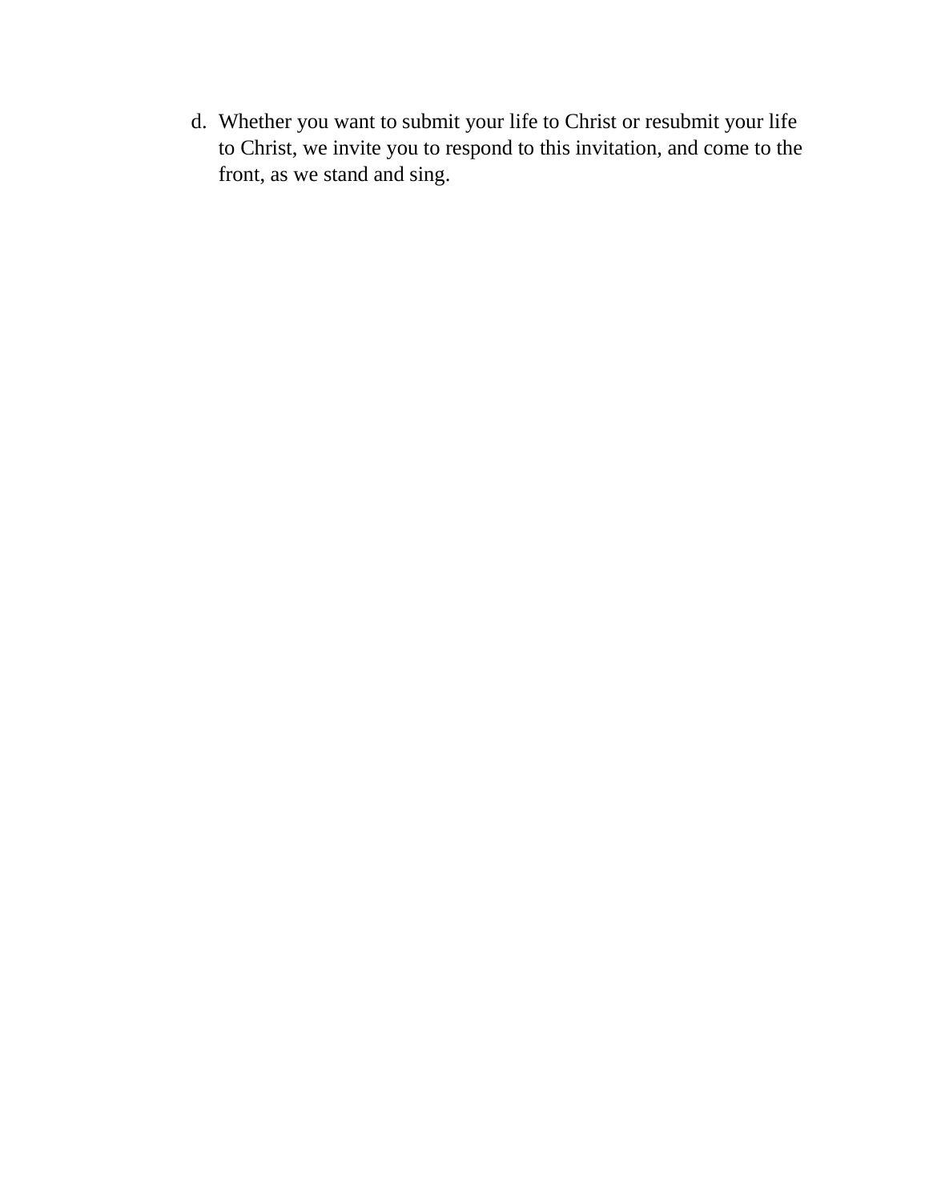d. Whether you want to submit your life to Christ or resubmit your life to Christ, we invite you to respond to this invitation, and come to the front, as we stand and sing.